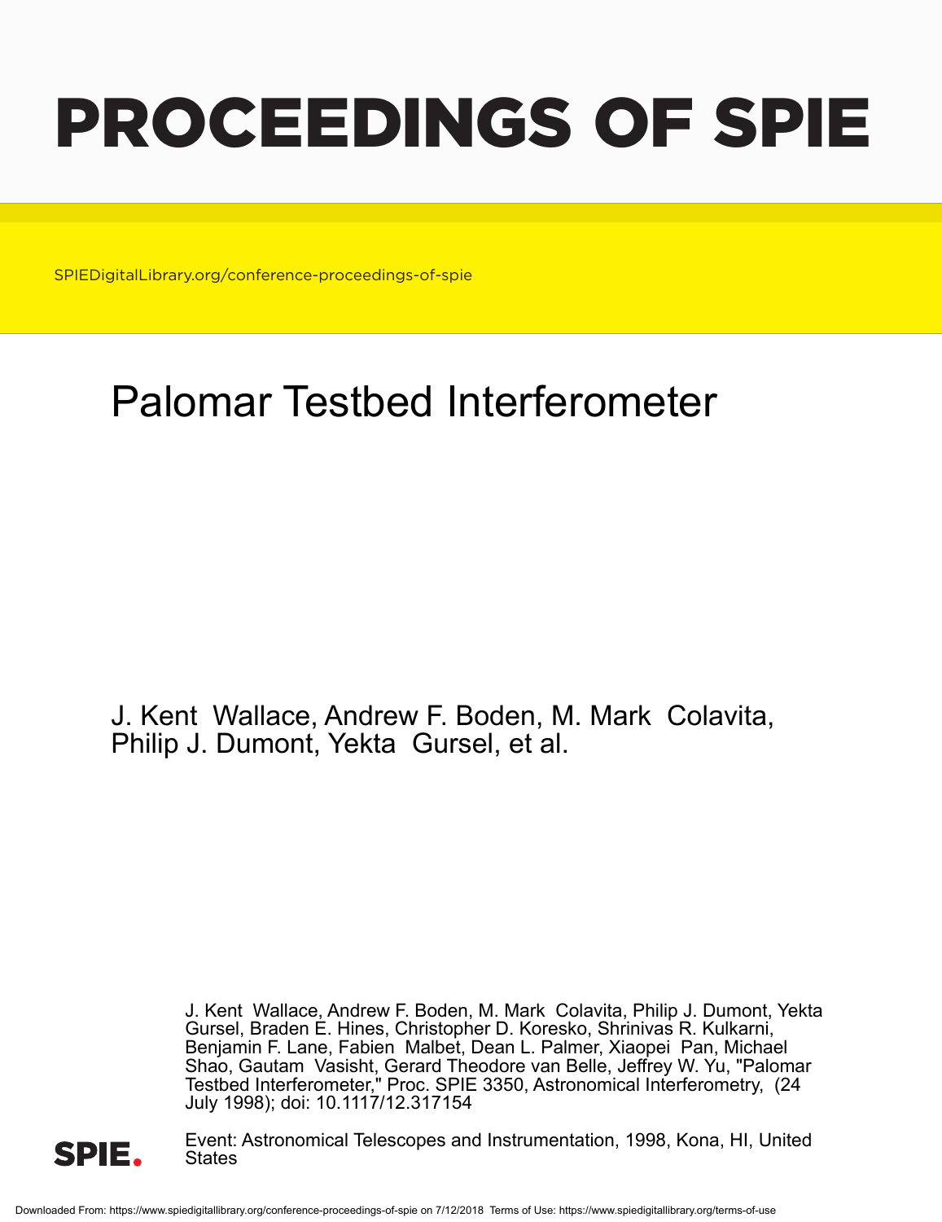# PROCEEDINGS OF SPIE

SPIEDigitalLibrary.org/conference-proceedings-of-spie

## Palomar Testbed Interferometer

J. Kent Wallace, Andrew F. Boden, M. Mark Colavita, Philip J. Dumont, Yekta Gursel, et al.

J. Kent Wallace, Andrew F. Boden, M. Mark Colavita, Philip J. Dumont, Yekta Gursel, Braden E. Hines, Christopher D. Koresko, Shrinivas R. Kulkarni, Benjamin F. Lane, Fabien Malbet, Dean L. Palmer, Xiaopei Pan, Michael Shao, Gautam Vasisht, Gerard Theodore van Belle, Jeffrey W. Yu, "Palomar Testbed Interferometer," Proc. SPIE 3350, Astronomical Interferometry, (24 July 1998); doi: 10.1117/12.317154

Event: Astronomical Telescopes and Instrumentation, 1998, Kona, HI, United States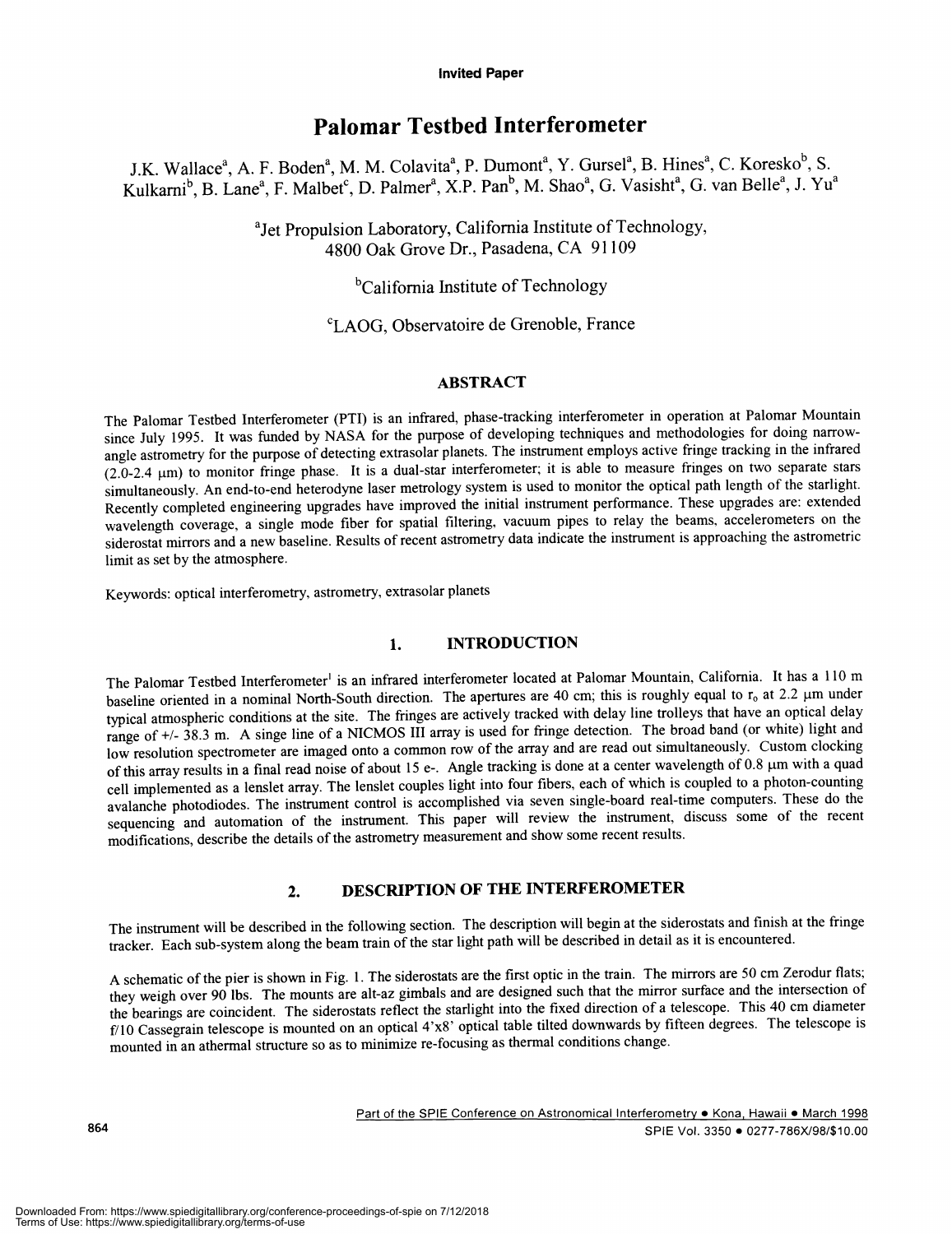**Invited Paper**

# Palomar Testbed Interferometer

J.K. Wallace[a], A. F. Boden[a], M. M. Colavita[a], P. Dumont[a], Y. Gursel[a], B. Hines[a], C. Koresko[b], S. Kulkarni[b], B. Lane[a], F. Malbet[c], D. Palmer[a], X.P. Pan[b], M. Shao[a], G. Vasisht[a], G. van Belle[a], J. Yu[a]

[a]Jet Propulsion Laboratory, California Institute of Technology, 4800 Oak Grove Dr., Pasadena, CA 91109

[b]California Institute of Technology

[c]LAOG, Observatoire de Grenoble, France

## ABSTRACT

The Palomar Testbed Interferometer (PTI) is an infrared, phase-tracking interferometer in operation at Palomar Mountain since July 1995. It was funded by NASA for the purpose of developing techniques and methodologies for doing narrow-angle astrometry for the purpose of detecting extrasolar planets. The instrument employs active fringe tracking in the infrared (2.0-2.4 μm) to monitor fringe phase. It is a dual-star interferometer; it is able to measure fringes on two separate stars simultaneously. An end-to-end heterodyne laser metrology system is used to monitor the optical path length of the starlight. Recently completed engineering upgrades have improved the initial instrument performance. These upgrades are: extended wavelength coverage, a single mode fiber for spatial filtering, vacuum pipes to relay the beams, accelerometers on the siderostat mirrors and a new baseline. Results of recent astrometry data indicate the instrument is approaching the astrometric limit as set by the atmosphere.

Keywords: optical interferometry, astrometry, extrasolar planets

## 1. INTRODUCTION

The Palomar Testbed Interferometer[1] is an infrared interferometer located at Palomar Mountain, California. It has a 110 m baseline oriented in a nominal North-South direction. The apertures are 40 cm; this is roughly equal to $r_o$ at 2.2 μm under typical atmospheric conditions at the site. The fringes are actively tracked with delay line trolleys that have an optical delay range of +/- 38.3 m. A singe line of a NICMOS III array is used for fringe detection. The broad band (or white) light and low resolution spectrometer are imaged onto a common row of the array and are read out simultaneously. Custom clocking of this array results in a final read noise of about 15 e-. Angle tracking is done at a center wavelength of 0.8 μm with a quad cell implemented as a lenslet array. The lenslet couples light into four fibers, each of which is coupled to a photon-counting avalanche photodiodes. The instrument control is accomplished via seven single-board real-time computers. These do the sequencing and automation of the instrument. This paper will review the instrument, discuss some of the recent modifications, describe the details of the astrometry measurement and show some recent results.

## 2. DESCRIPTION OF THE INTERFEROMETER

The instrument will be described in the following section. The description will begin at the siderostats and finish at the fringe tracker. Each sub-system along the beam train of the star light path will be described in detail as it is encountered.

A schematic of the pier is shown in Fig. 1. The siderostats are the first optic in the train. The mirrors are 50 cm Zerodur flats; they weigh over 90 lbs. The mounts are alt-az gimbals and are designed such that the mirror surface and the intersection of the bearings are coincident. The siderostats reflect the starlight into the fixed direction of a telescope. This 40 cm diameter f/10 Cassegrain telescope is mounted on an optical 4'x8' optical table tilted downwards by fifteen degrees. The telescope is mounted in an athermal structure so as to minimize re-focusing as thermal conditions change.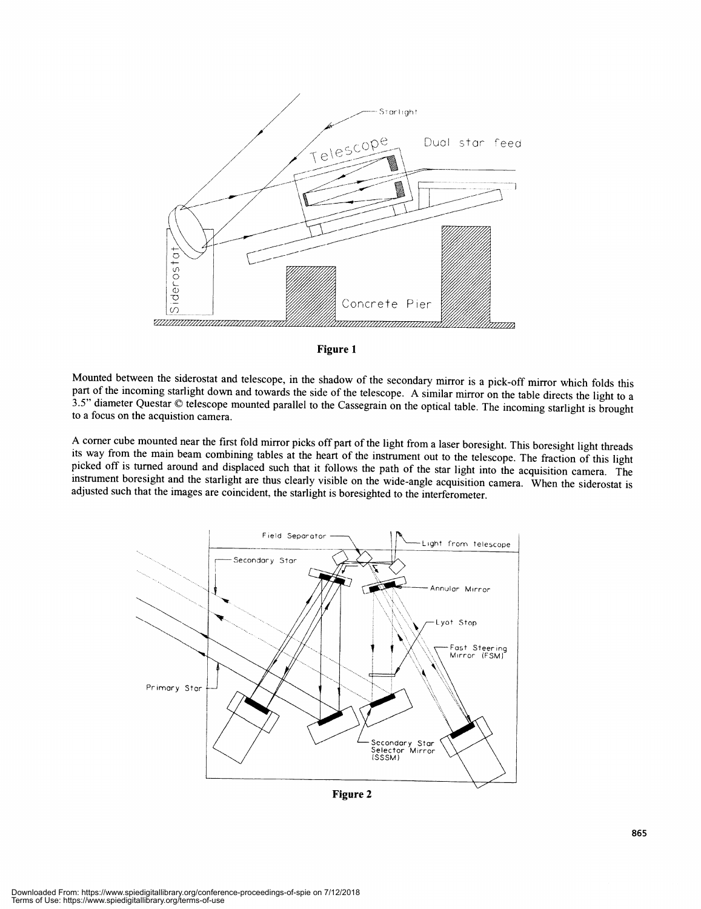Figure 1

Mounted between the siderostat and telescope, in the shadow of the secondary mirror is a pick-off mirror which folds this part of the incoming starlight down and towards the side of the telescope. A similar mirror on the table directs the light to a 3.5" diameter Questar © telescope mounted parallel to the Cassegrain on the optical table. The incoming starlight is brought to a focus on the acquistion camera.

A corner cube mounted near the first fold mirror picks off part of the light from a laser boresight. This boresight light threads its way from the main beam combining tables at the heart of the instrument out to the telescope. The fraction of this light picked off is turned around and displaced such that it follows the path of the star light into the acquisition camera. The instrument boresight and the starlight are thus clearly visible on the wide-angle acquisition camera. When the siderostat is adjusted such that the images are coincident, the starlight is boresighted to the interferometer.

Figure 2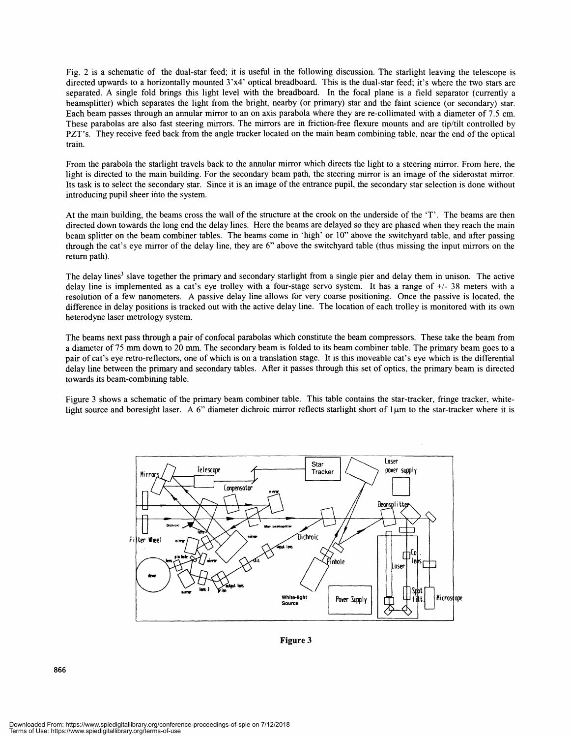Fig. 2 is a schematic of the dual-star feed; it is useful in the following discussion. The starlight leaving the telescope is directed upwards to a horizontally mounted 3'x4' optical breadboard. This is the dual-star feed; it's where the two stars are separated. A single fold brings this light level with the breadboard. In the focal plane is a field separator (currently a beamsplitter) which separates the light from the bright, nearby (or primary) star and the faint science (or secondary) star. Each beam passes through an annular mirror to an on axis parabola where they are re-collimated with a diameter of 7.5 cm. These parabolas are also fast steering mirrors. The mirrors are in friction-free flexure mounts and are tip/tilt controlled by PZT's. They receive feed back from the angle tracker located on the main beam combining table, near the end of the optical train.

From the parabola the starlight travels back to the annular mirror which directs the light to a steering mirror. From here, the light is directed to the main building. For the secondary beam path, the steering mirror is an image of the siderostat mirror. Its task is to select the secondary star. Since it is an image of the entrance pupil, the secondary star selection is done without introducing pupil sheer into the system.

At the main building, the beams cross the wall of the structure at the crook on the underside of the 'T'. The beams are then directed down towards the long end the delay lines. Here the beams are delayed so they are phased when they reach the main beam splitter on the beam combiner tables. The beams come in 'high' or 10" above the switchyard table, and after passing through the cat's eye mirror of the delay line, they are 6" above the switchyard table (thus missing the input mirrors on the return path).

The delay lines[3] slave together the primary and secondary starlight from a single pier and delay them in unison. The active delay line is implemented as a cat's eye trolley with a four-stage servo system. It has a range of +/- 38 meters with a resolution of a few nanometers. A passive delay line allows for very coarse positioning. Once the passive is located, the difference in delay positions is tracked out with the active delay line. The location of each trolley is monitored with its own heterodyne laser metrology system.

The beams next pass through a pair of confocal parabolas which constitute the beam compressors. These take the beam from a diameter of 75 mm down to 20 mm. The secondary beam is folded to its beam combiner table. The primary beam goes to a pair of cat's eye retro-reflectors, one of which is on a translation stage. It is this moveable cat's eye which is the differential delay line between the primary and secondary tables. After it passes through this set of optics, the primary beam is directed towards its beam-combining table.

Figure 3 shows a schematic of the primary beam combiner table. This table contains the star-tracker, fringe tracker, white-light source and boresight laser. A 6" diameter dichroic mirror reflects starlight short of 1μm to the star-tracker where it is

Mirrors
Telescope
Star Tracker
Laser power supply
Compensator
mirror
Beamsplitter
Dichroic
lens
Main beamsplitter
Filter Wheel
mirror
mirror
Dichroic
input lens
pin hole
lens
mirror
slit
Pinhole
Col. lens
Laser
dewar
mirror
lens 3
prism
output lens
White-light Source
Power Supply
Spot filt.
Microscope

**Figure 3**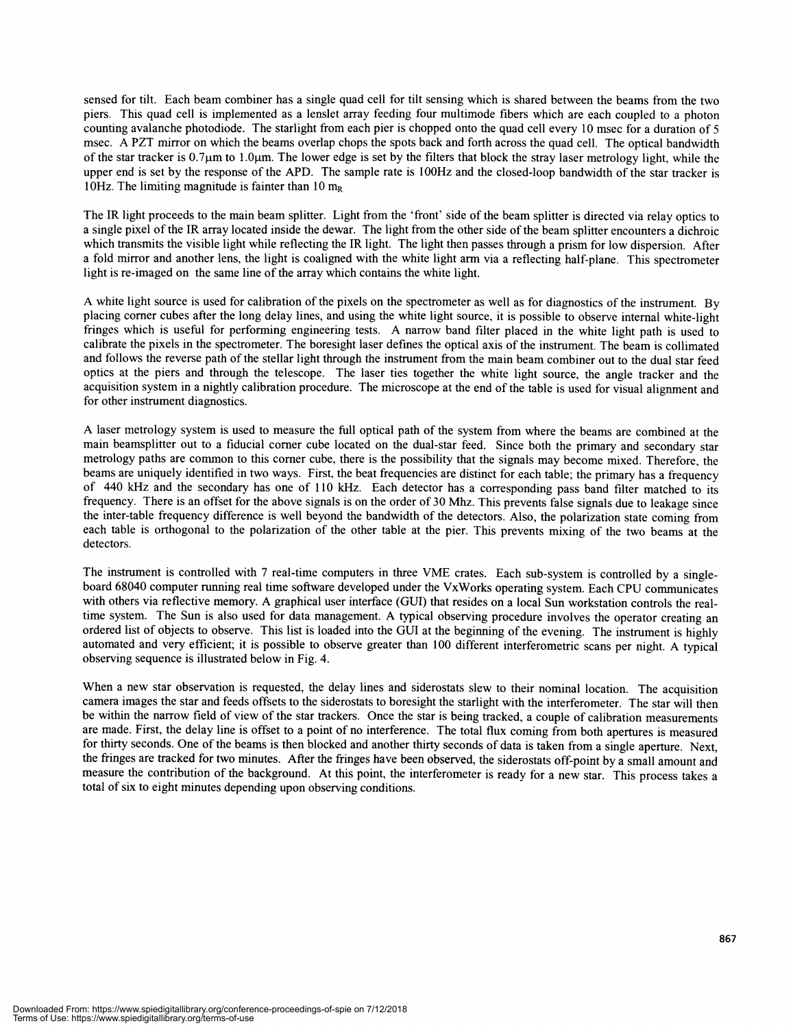sensed for tilt. Each beam combiner has a single quad cell for tilt sensing which is shared between the beams from the two piers. This quad cell is implemented as a lenslet array feeding four multimode fibers which are each coupled to a photon counting avalanche photodiode. The starlight from each pier is chopped onto the quad cell every 10 msec for a duration of 5 msec. A PZT mirror on which the beams overlap chops the spots back and forth across the quad cell. The optical bandwidth of the star tracker is 0.7μm to 1.0μm. The lower edge is set by the filters that block the stray laser metrology light, while the upper end is set by the response of the APD. The sample rate is 100Hz and the closed-loop bandwidth of the star tracker is 10Hz. The limiting magnitude is fainter than 10 $m_R$

The IR light proceeds to the main beam splitter. Light from the 'front' side of the beam splitter is directed via relay optics to a single pixel of the IR array located inside the dewar. The light from the other side of the beam splitter encounters a dichroic which transmits the visible light while reflecting the IR light. The light then passes through a prism for low dispersion. After a fold mirror and another lens, the light is coaligned with the white light arm via a reflecting half-plane. This spectrometer light is re-imaged on the same line of the array which contains the white light.

A white light source is used for calibration of the pixels on the spectrometer as well as for diagnostics of the instrument. By placing corner cubes after the long delay lines, and using the white light source, it is possible to observe internal white-light fringes which is useful for performing engineering tests. A narrow band filter placed in the white light path is used to calibrate the pixels in the spectrometer. The boresight laser defines the optical axis of the instrument. The beam is collimated and follows the reverse path of the stellar light through the instrument from the main beam combiner out to the dual star feed optics at the piers and through the telescope. The laser ties together the white light source, the angle tracker and the acquisition system in a nightly calibration procedure. The microscope at the end of the table is used for visual alignment and for other instrument diagnostics.

A laser metrology system is used to measure the full optical path of the system from where the beams are combined at the main beamsplitter out to a fiducial corner cube located on the dual-star feed. Since both the primary and secondary star metrology paths are common to this corner cube, there is the possibility that the signals may become mixed. Therefore, the beams are uniquely identified in two ways. First, the beat frequencies are distinct for each table; the primary has a frequency of 440 kHz and the secondary has one of 110 kHz. Each detector has a corresponding pass band filter matched to its frequency. There is an offset for the above signals is on the order of 30 Mhz. This prevents false signals due to leakage since the inter-table frequency difference is well beyond the bandwidth of the detectors. Also, the polarization state coming from each table is orthogonal to the polarization of the other table at the pier. This prevents mixing of the two beams at the detectors.

The instrument is controlled with 7 real-time computers in three VME crates. Each sub-system is controlled by a single-board 68040 computer running real time software developed under the VxWorks operating system. Each CPU communicates with others via reflective memory. A graphical user interface (GUI) that resides on a local Sun workstation controls the real-time system. The Sun is also used for data management. A typical observing procedure involves the operator creating an ordered list of objects to observe. This list is loaded into the GUI at the beginning of the evening. The instrument is highly automated and very efficient; it is possible to observe greater than 100 different interferometric scans per night. A typical observing sequence is illustrated below in Fig. 4.

When a new star observation is requested, the delay lines and siderostats slew to their nominal location. The acquisition camera images the star and feeds offsets to the siderostats to boresight the starlight with the interferometer. The star will then be within the narrow field of view of the star trackers. Once the star is being tracked, a couple of calibration measurements are made. First, the delay line is offset to a point of no interference. The total flux coming from both apertures is measured for thirty seconds. One of the beams is then blocked and another thirty seconds of data is taken from a single aperture. Next, the fringes are tracked for two minutes. After the fringes have been observed, the siderostats off-point by a small amount and measure the contribution of the background. At this point, the interferometer is ready for a new star. This process takes a total of six to eight minutes depending upon observing conditions.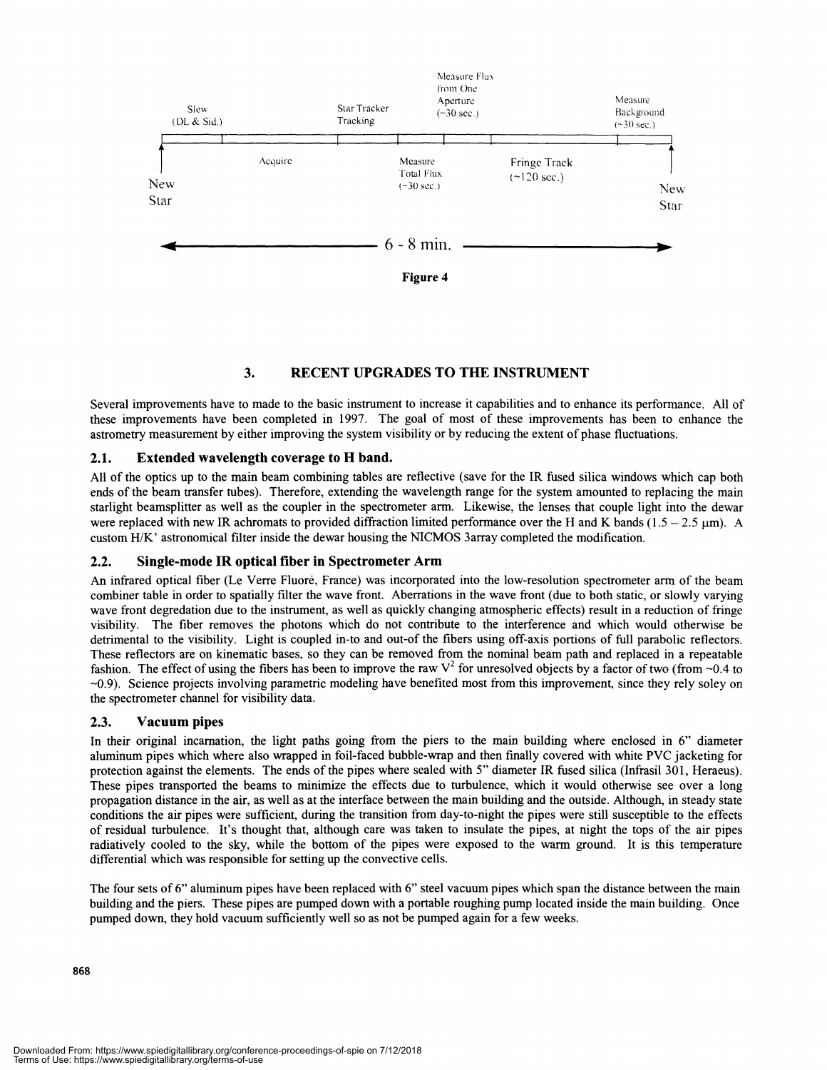Slew (DL & Sid.)

Acquire

Star Tracker Tracking

Measure Total Flux (~30 sec.)

Measure Flux from One Aperture (~30 sec.)

Fringe Track (~120 sec.)

Measure Background (~30 sec.)

New Star

New Star

6 - 8 min.

**Figure 4**

## 3. RECENT UPGRADES TO THE INSTRUMENT

Several improvements have to made to the basic instrument to increase it capabilities and to enhance its performance. All of these improvements have been completed in 1997. The goal of most of these improvements has been to enhance the astrometry measurement by either improving the system visibility or by reducing the extent of phase fluctuations.

### 2.1. Extended wavelength coverage to H band.

All of the optics up to the main beam combining tables are reflective (save for the IR fused silica windows which cap both ends of the beam transfer tubes). Therefore, extending the wavelength range for the system amounted to replacing the main starlight beamsplitter as well as the coupler in the spectrometer arm. Likewise, the lenses that couple light into the dewar were replaced with new IR achromats to provided diffraction limited performance over the H and K bands (1.5 – 2.5 μm). A custom H/K' astronomical filter inside the dewar housing the NICMOS 3array completed the modification.

### 2.2. Single-mode IR optical fiber in Spectrometer Arm

An infrared optical fiber (Le Verre Fluoré, France) was incorporated into the low-resolution spectrometer arm of the beam combiner table in order to spatially filter the wave front. Aberrations in the wave front (due to both static, or slowly varying wave front degredation due to the instrument, as well as quickly changing atmospheric effects) result in a reduction of fringe visibility. The fiber removes the photons which do not contribute to the interference and which would otherwise be detrimental to the visibility. Light is coupled in-to and out-of the fibers using off-axis portions of full parabolic reflectors. These reflectors are on kinematic bases, so they can be removed from the nominal beam path and replaced in a repeatable fashion. The effect of using the fibers has been to improve the raw $V^2$ for unresolved objects by a factor of two (from ~0.4 to ~0.9). Science projects involving parametric modeling have benefited most from this improvement, since they rely soley on the spectrometer channel for visibility data.

### 2.3. Vacuum pipes

In their original incarnation, the light paths going from the piers to the main building where enclosed in 6" diameter aluminum pipes which where also wrapped in foil-faced bubble-wrap and then finally covered with white PVC jacketing for protection against the elements. The ends of the pipes where sealed with 5" diameter IR fused silica (Infrasil 301, Heraeus). These pipes transported the beams to minimize the effects due to turbulence, which it would otherwise see over a long propagation distance in the air, as well as at the interface between the main building and the outside. Although, in steady state conditions the air pipes were sufficient, during the transition from day-to-night the pipes were still susceptible to the effects of residual turbulence. It's thought that, although care was taken to insulate the pipes, at night the tops of the air pipes radiatively cooled to the sky, while the bottom of the pipes were exposed to the warm ground. It is this temperature differential which was responsible for setting up the convective cells.

The four sets of 6" aluminum pipes have been replaced with 6" steel vacuum pipes which span the distance between the main building and the piers. These pipes are pumped down with a portable roughing pump located inside the main building. Once pumped down, they hold vacuum sufficiently well so as not be pumped again for a few weeks.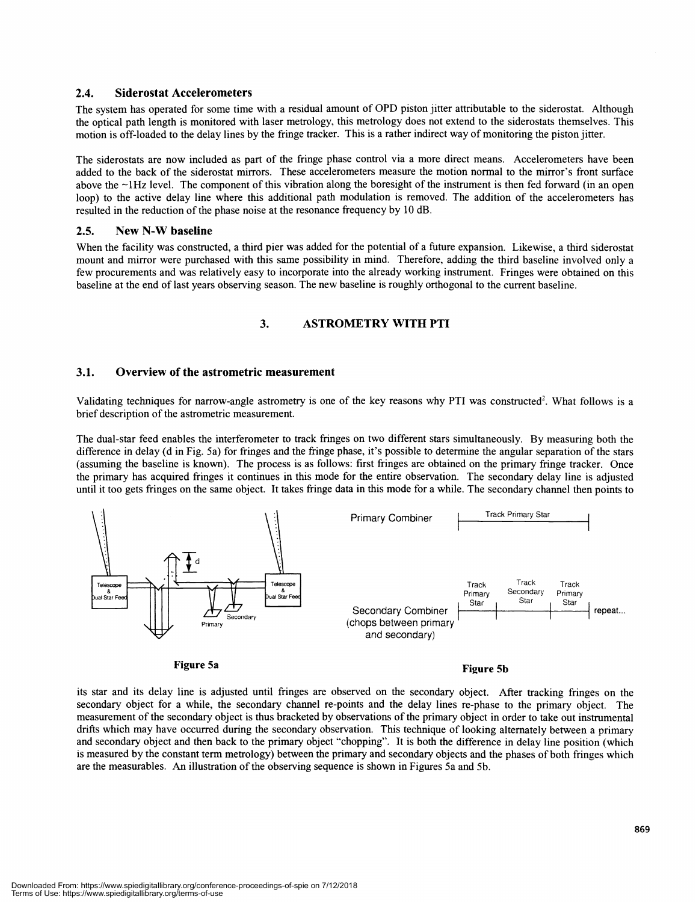## 2.4. Siderostat Accelerometers

The system has operated for some time with a residual amount of OPD piston jitter attributable to the siderostat. Although the optical path length is monitored with laser metrology, this metrology does not extend to the siderostats themselves. This motion is off-loaded to the delay lines by the fringe tracker. This is a rather indirect way of monitoring the piston jitter.

The siderostats are now included as part of the fringe phase control via a more direct means. Accelerometers have been added to the back of the siderostat mirrors. These accelerometers measure the motion normal to the mirror's front surface above the ~1Hz level. The component of this vibration along the boresight of the instrument is then fed forward (in an open loop) to the active delay line where this additional path modulation is removed. The addition of the accelerometers has resulted in the reduction of the phase noise at the resonance frequency by 10 dB.

## 2.5. New N-W baseline

When the facility was constructed, a third pier was added for the potential of a future expansion. Likewise, a third siderostat mount and mirror were purchased with this same possibility in mind. Therefore, adding the third baseline involved only a few procurements and was relatively easy to incorporate into the already working instrument. Fringes were obtained on this baseline at the end of last years observing season. The new baseline is roughly orthogonal to the current baseline.

# 3. ASTROMETRY WITH PTI

## 3.1. Overview of the astrometric measurement

Validating techniques for narrow-angle astrometry is one of the key reasons why PTI was constructed[2]. What follows is a brief description of the astrometric measurement.

The dual-star feed enables the interferometer to track fringes on two different stars simultaneously. By measuring both the difference in delay (d in Fig. 5a) for fringes and the fringe phase, it's possible to determine the angular separation of the stars (assuming the baseline is known). The process is as follows: first fringes are obtained on the primary fringe tracker. Once the primary has acquired fringes it continues in this mode for the entire observation. The secondary delay line is adjusted until it too gets fringes on the same object. It takes fringe data in this mode for a while. The secondary channel then points to its star and its delay line is adjusted until fringes are observed on the secondary object. After tracking fringes on the secondary object for a while, the secondary channel re-points and the delay lines re-phase to the primary object. The measurement of the secondary object is thus bracketed by observations of the primary object in order to take out instrumental drifts which may have occurred during the secondary observation. This technique of looking alternately between a primary and secondary object and then back to the primary object "chopping". It is both the difference in delay line position (which is measured by the constant term metrology) between the primary and secondary objects and the phases of both fringes which are the measurables. An illustration of the observing sequence is shown in Figures 5a and 5b.

Figure 5a

Figure 5b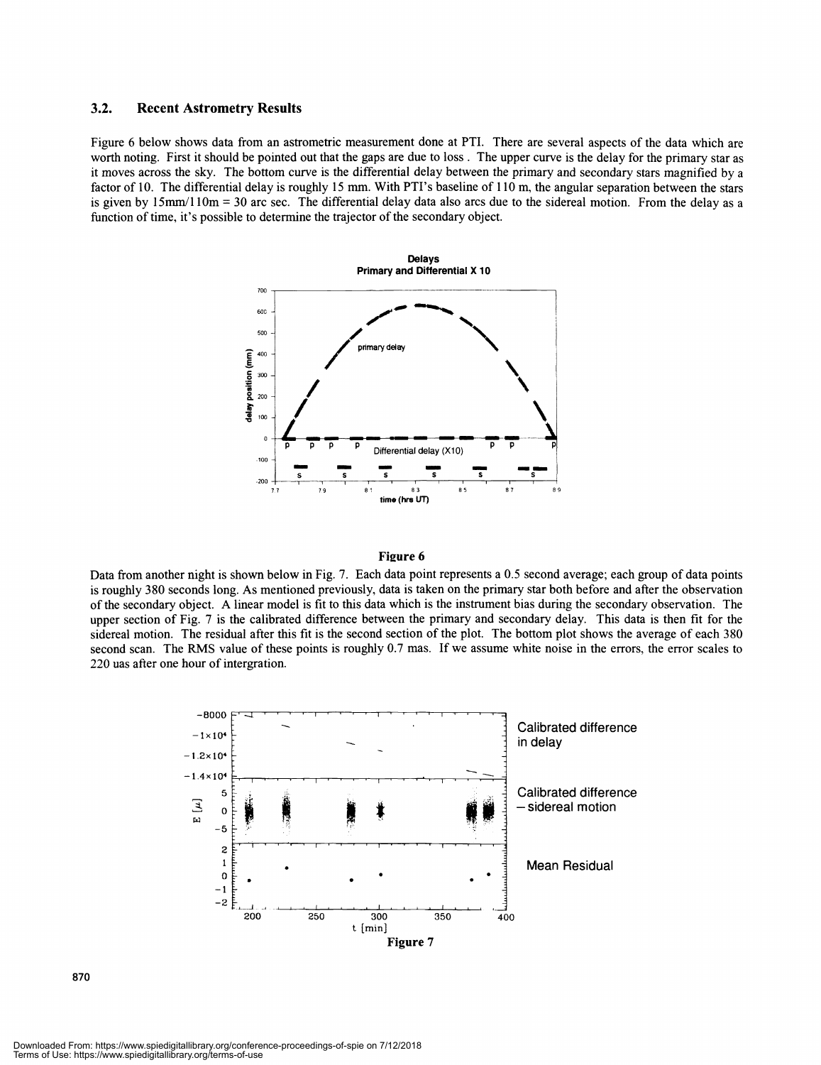### 3.2. Recent Astrometry Results

Figure 6 below shows data from an astrometric measurement done at PTI. There are several aspects of the data which are worth noting. First it should be pointed out that the gaps are due to loss . The upper curve is the delay for the primary star as it moves across the sky. The bottom curve is the differential delay between the primary and secondary stars magnified by a factor of 10. The differential delay is roughly 15 mm. With PTI's baseline of 110 m, the angular separation between the stars is given by 15mm/110m = 30 arc sec. The differential delay data also arcs due to the sidereal motion. From the delay as a function of time, it's possible to determine the trajector of the secondary object.

**Figure 6**

Data from another night is shown below in Fig. 7. Each data point represents a 0.5 second average; each group of data points is roughly 380 seconds long. As mentioned previously, data is taken on the primary star both before and after the observation of the secondary object. A linear model is fit to this data which is the instrument bias during the secondary observation. The upper section of Fig. 7 is the calibrated difference between the primary and secondary delay. This data is then fit for the sidereal motion. The residual after this fit is the second section of the plot. The bottom plot shows the average of each 380 second scan. The RMS value of these points is roughly 0.7 mas. If we assume white noise in the errors, the error scales to 220 uas after one hour of intergration.

**Figure 7**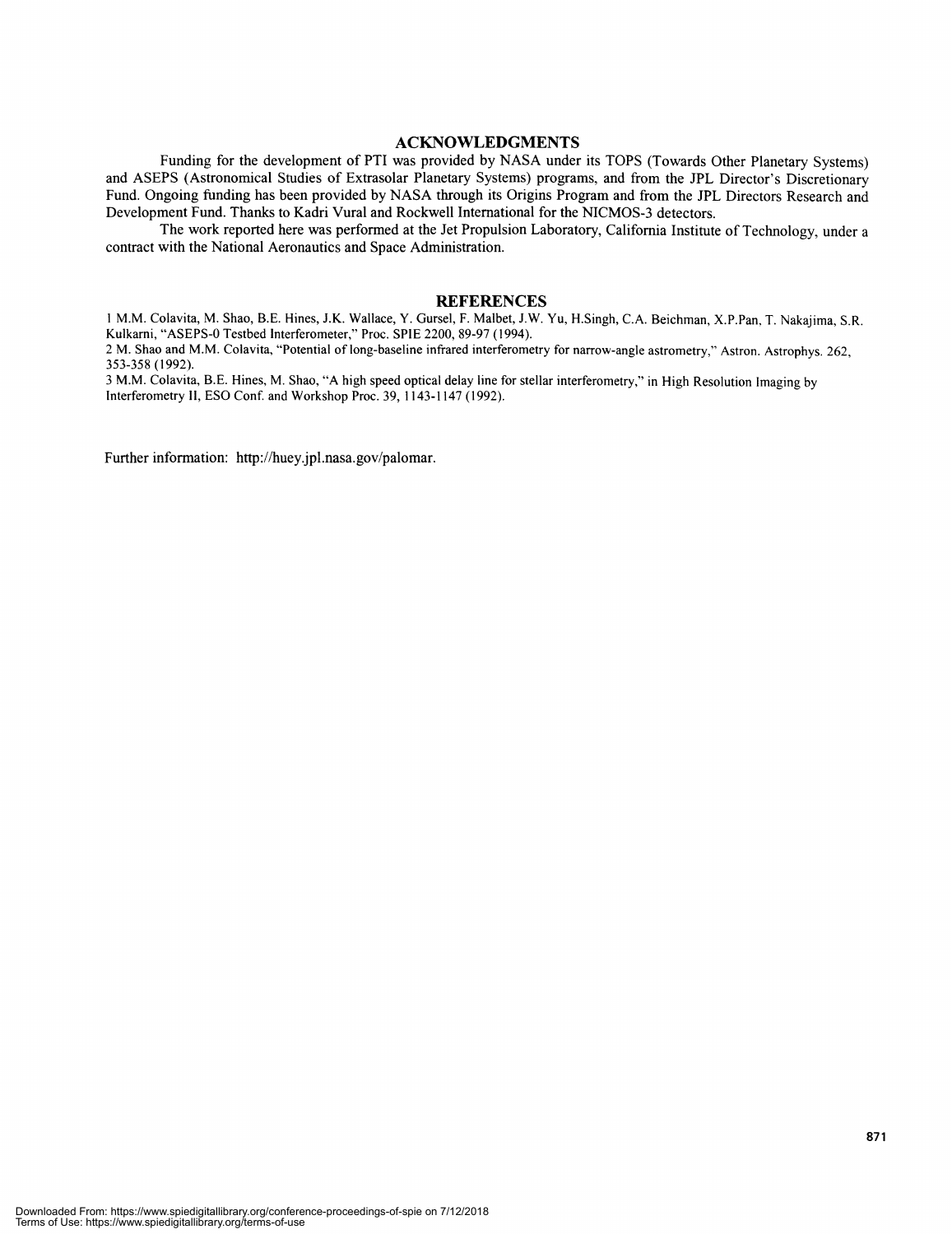## ACKNOWLEDGMENTS

Funding for the development of PTI was provided by NASA under its TOPS (Towards Other Planetary Systems) and ASEPS (Astronomical Studies of Extrasolar Planetary Systems) programs, and from the JPL Director's Discretionary Fund. Ongoing funding has been provided by NASA through its Origins Program and from the JPL Directors Research and Development Fund. Thanks to Kadri Vural and Rockwell International for the NICMOS-3 detectors.

The work reported here was performed at the Jet Propulsion Laboratory, California Institute of Technology, under a contract with the National Aeronautics and Space Administration.

## REFERENCES

1 M.M. Colavita, M. Shao, B.E. Hines, J.K. Wallace, Y. Gursel, F. Malbet, J.W. Yu, H.Singh, C.A. Beichman, X.P.Pan, T. Nakajima, S.R. Kulkarni, "ASEPS-0 Testbed Interferometer," Proc. SPIE 2200, 89-97 (1994).

2 M. Shao and M.M. Colavita, "Potential of long-baseline infrared interferometry for narrow-angle astrometry," Astron. Astrophys. 262, 353-358 (1992).

3 M.M. Colavita, B.E. Hines, M. Shao, "A high speed optical delay line for stellar interferometry," in High Resolution Imaging by Interferometry II, ESO Conf. and Workshop Proc. 39, 1143-1147 (1992).

Further information: http://huey.jpl.nasa.gov/palomar.